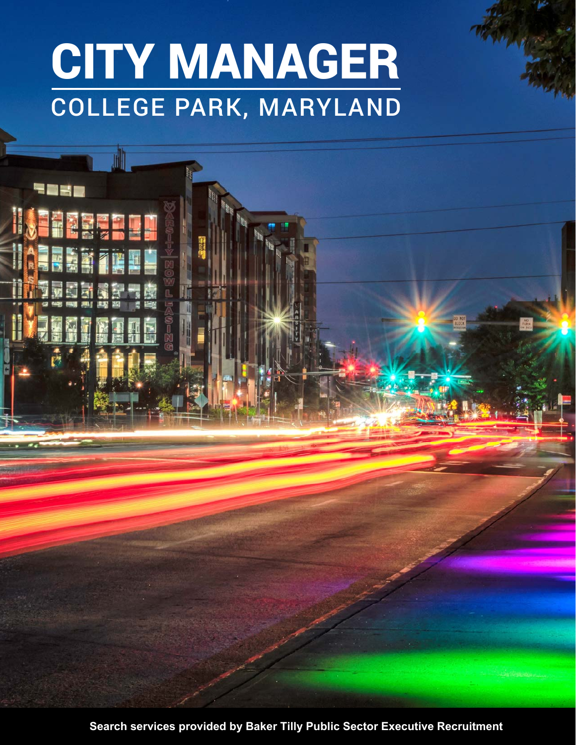# CITY MANAGER

## COLLEGE PARK, MARYLAND

**Search services provided by Baker Tilly Public Sector Executive Recruitment**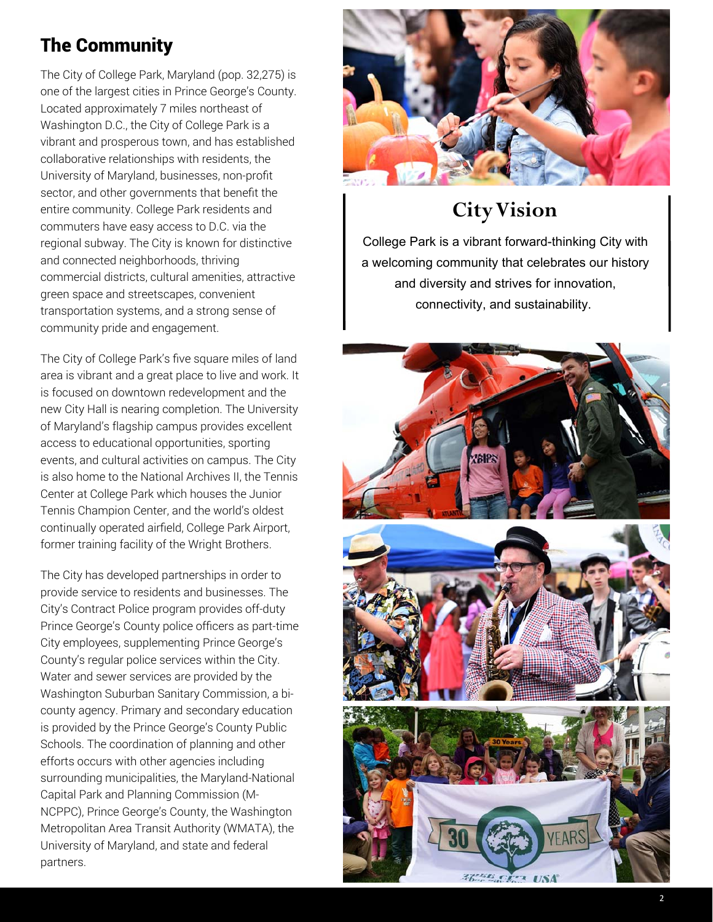## The Community

The City of College Park, Maryland (pop. 32,275) is one of the largest cities in Prince George's County. Located approximately 7 miles northeast of Washington D.C., the City of College Park is a vibrant and prosperous town, and has established collaborative relationships with residents, the University of Maryland, businesses, non-profit sector, and other governments that benefit the entire community. College Park residents and commuters have easy access to D.C. via the regional subway. The City is known for distinctive and connected neighborhoods, thriving commercial districts, cultural amenities, attractive green space and streetscapes, convenient transportation systems, and a strong sense of community pride and engagement.

The City of College Park's five square miles of land area is vibrant and a great place to live and work. It is focused on downtown redevelopment and the new City Hall is nearing completion. The University of Maryland's flagship campus provides excellent access to educational opportunities, sporting events, and cultural activities on campus. The City is also home to the National Archives II, the Tennis Center at College Park which houses the Junior Tennis Champion Center, and the world's oldest continually operated airfield, College Park Airport, former training facility of the Wright Brothers.

The City has developed partnerships in order to provide service to residents and businesses. The City's Contract Police program provides off-duty Prince George's County police officers as part-time City employees, supplementing Prince George's County's regular police services within the City. Water and sewer services are provided by the Washington Suburban Sanitary Commission, a bi-county agency. Primary and secondary education is provided by the Prince George's County Public Schools. The coordination of planning and other efforts occurs with other agencies including surrounding municipalities, the Maryland-National Capital Park and Planning Commission (M-NCPPC), Prince George's County, the Washington Metropolitan Area Transit Authority (WMATA), the University of Maryland, and state and federal partners.

## City Vision

College Park is a vibrant forward-thinking City with a welcoming community that celebrates our history and diversity and strives for innovation, connectivity, and sustainability.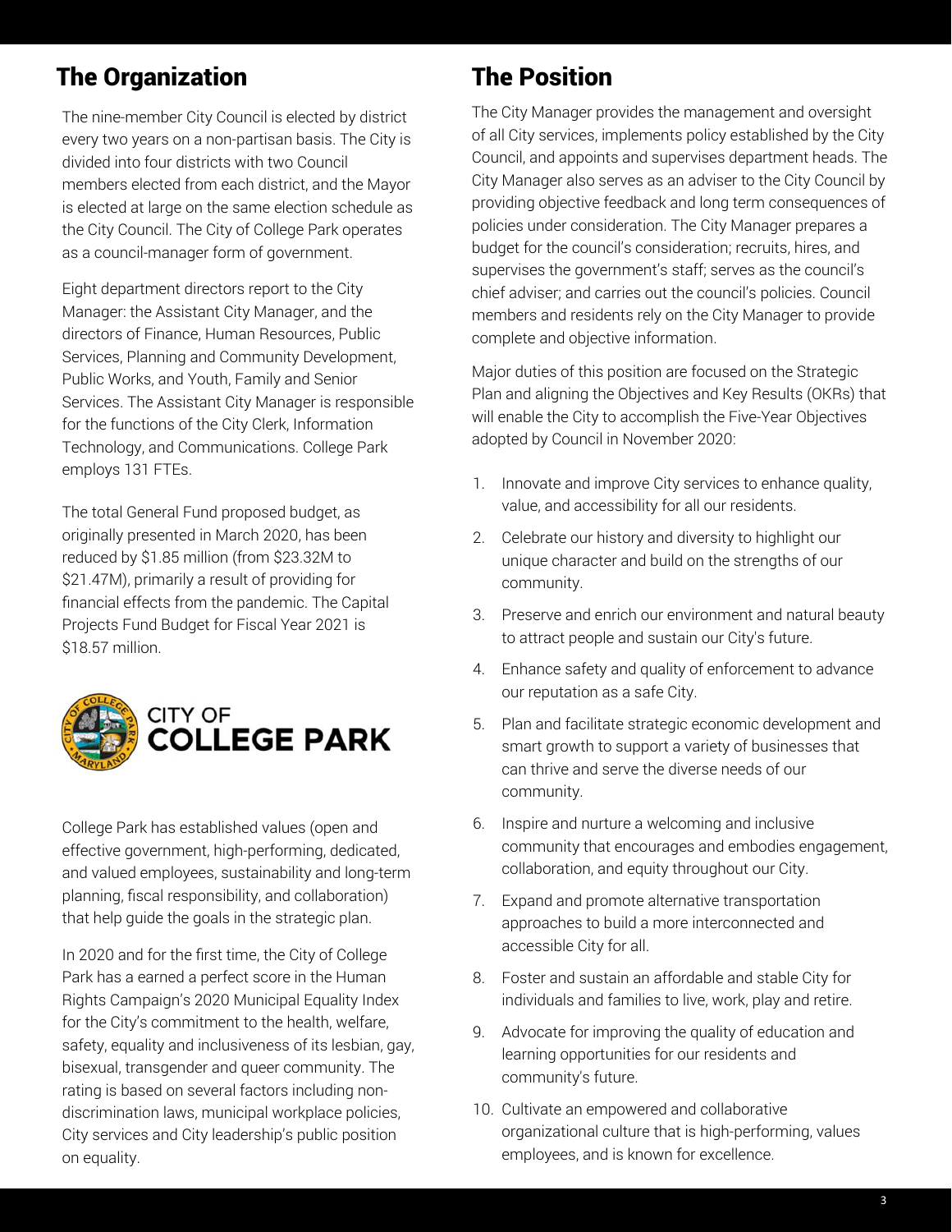## The Organization

The nine-member City Council is elected by district every two years on a non-partisan basis. The City is divided into four districts with two Council members elected from each district, and the Mayor is elected at large on the same election schedule as the City Council. The City of College Park operates as a council-manager form of government.

Eight department directors report to the City Manager: the Assistant City Manager, and the directors of Finance, Human Resources, Public Services, Planning and Community Development, Public Works, and Youth, Family and Senior Services. The Assistant City Manager is responsible for the functions of the City Clerk, Information Technology, and Communications. College Park employs 131 FTEs.

The total General Fund proposed budget, as originally presented in March 2020, has been reduced by $1.85 million (from $23.32M to $21.47M), primarily a result of providing for financial effects from the pandemic. The Capital Projects Fund Budget for Fiscal Year 2021 is $18.57 million.

CITY OF COLLEGE PARK

College Park has established values (open and effective government, high-performing, dedicated, and valued employees, sustainability and long-term planning, fiscal responsibility, and collaboration) that help guide the goals in the strategic plan.

In 2020 and for the first time, the City of College Park has a earned a perfect score in the Human Rights Campaign's 2020 Municipal Equality Index for the City's commitment to the health, welfare, safety, equality and inclusiveness of its lesbian, gay, bisexual, transgender and queer community. The rating is based on several factors including non-discrimination laws, municipal workplace policies, City services and City leadership's public position on equality.

## The Position

The City Manager provides the management and oversight of all City services, implements policy established by the City Council, and appoints and supervises department heads. The City Manager also serves as an adviser to the City Council by providing objective feedback and long term consequences of policies under consideration. The City Manager prepares a budget for the council's consideration; recruits, hires, and supervises the government's staff; serves as the council's chief adviser; and carries out the council's policies. Council members and residents rely on the City Manager to provide complete and objective information.

Major duties of this position are focused on the Strategic Plan and aligning the Objectives and Key Results (OKRs) that will enable the City to accomplish the Five-Year Objectives adopted by Council in November 2020:

1. Innovate and improve City services to enhance quality, value, and accessibility for all our residents.
2. Celebrate our history and diversity to highlight our unique character and build on the strengths of our community.
3. Preserve and enrich our environment and natural beauty to attract people and sustain our City's future.
4. Enhance safety and quality of enforcement to advance our reputation as a safe City.
5. Plan and facilitate strategic economic development and smart growth to support a variety of businesses that can thrive and serve the diverse needs of our community.
6. Inspire and nurture a welcoming and inclusive community that encourages and embodies engagement, collaboration, and equity throughout our City.
7. Expand and promote alternative transportation approaches to build a more interconnected and accessible City for all.
8. Foster and sustain an affordable and stable City for individuals and families to live, work, play and retire.
9. Advocate for improving the quality of education and learning opportunities for our residents and community's future.
10. Cultivate an empowered and collaborative organizational culture that is high-performing, values employees, and is known for excellence.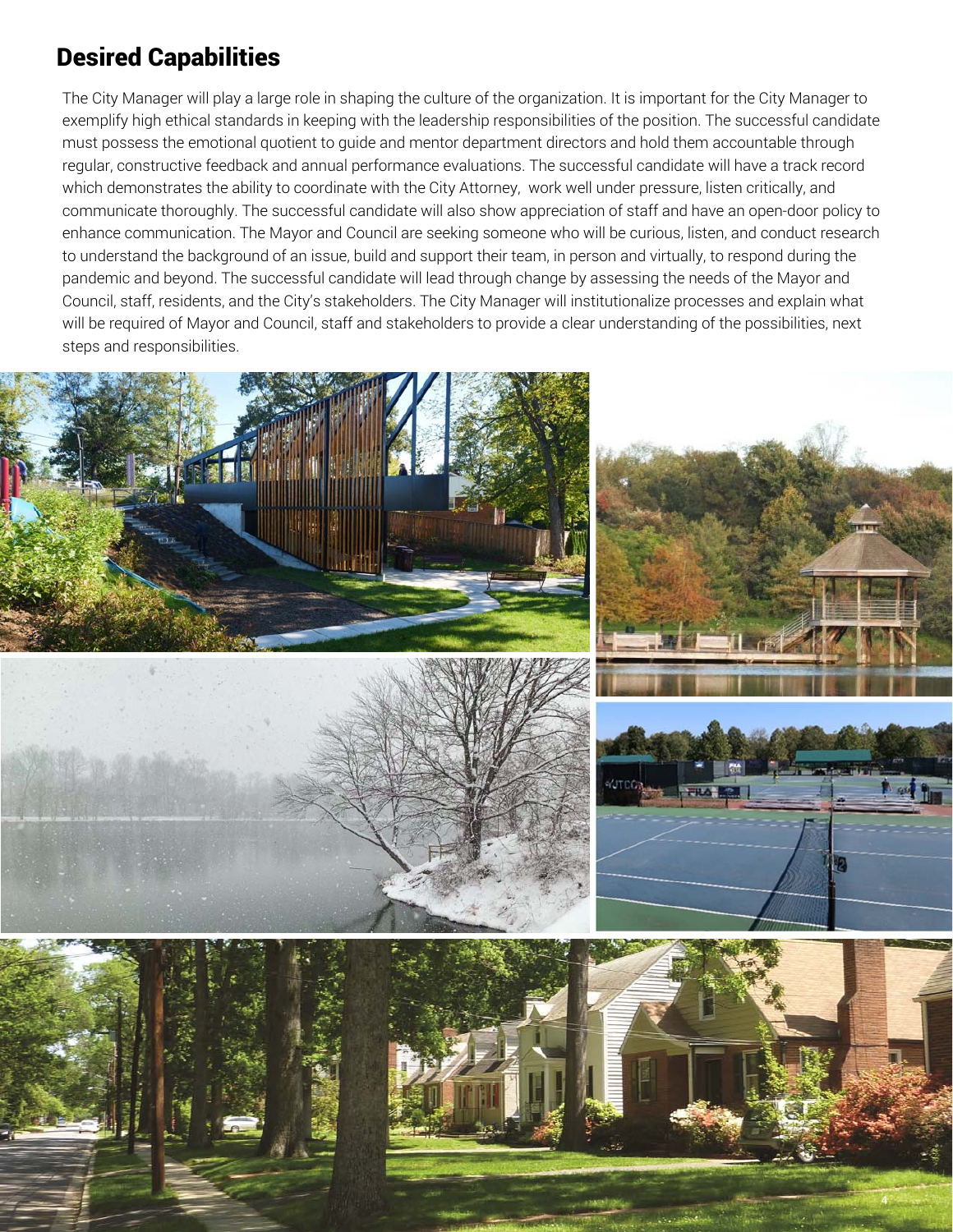## Desired Capabilities

The City Manager will play a large role in shaping the culture of the organization. It is important for the City Manager to exemplify high ethical standards in keeping with the leadership responsibilities of the position. The successful candidate must possess the emotional quotient to guide and mentor department directors and hold them accountable through regular, constructive feedback and annual performance evaluations. The successful candidate will have a track record which demonstrates the ability to coordinate with the City Attorney, work well under pressure, listen critically, and communicate thoroughly. The successful candidate will also show appreciation of staff and have an open-door policy to enhance communication. The Mayor and Council are seeking someone who will be curious, listen, and conduct research to understand the background of an issue, build and support their team, in person and virtually, to respond during the pandemic and beyond. The successful candidate will lead through change by assessing the needs of the Mayor and Council, staff, residents, and the City's stakeholders. The City Manager will institutionalize processes and explain what will be required of Mayor and Council, staff and stakeholders to provide a clear understanding of the possibilities, next steps and responsibilities.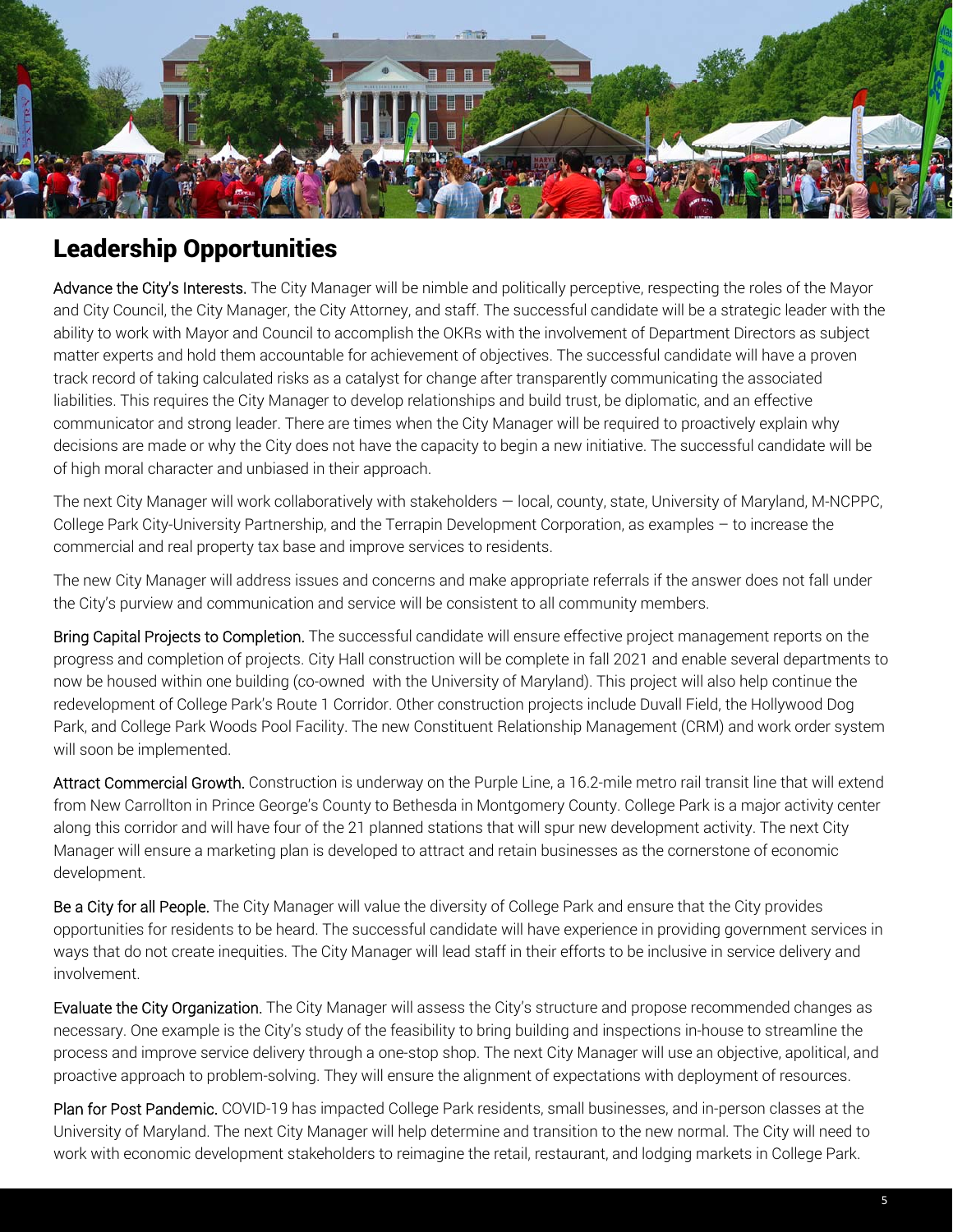## Leadership Opportunities

Advance the City's Interests. The City Manager will be nimble and politically perceptive, respecting the roles of the Mayor and City Council, the City Manager, the City Attorney, and staff. The successful candidate will be a strategic leader with the ability to work with Mayor and Council to accomplish the OKRs with the involvement of Department Directors as subject matter experts and hold them accountable for achievement of objectives. The successful candidate will have a proven track record of taking calculated risks as a catalyst for change after transparently communicating the associated liabilities. This requires the City Manager to develop relationships and build trust, be diplomatic, and an effective communicator and strong leader. There are times when the City Manager will be required to proactively explain why decisions are made or why the City does not have the capacity to begin a new initiative. The successful candidate will be of high moral character and unbiased in their approach.

The next City Manager will work collaboratively with stakeholders — local, county, state, University of Maryland, M-NCPPC, College Park City-University Partnership, and the Terrapin Development Corporation, as examples – to increase the commercial and real property tax base and improve services to residents.

The new City Manager will address issues and concerns and make appropriate referrals if the answer does not fall under the City's purview and communication and service will be consistent to all community members.

Bring Capital Projects to Completion. The successful candidate will ensure effective project management reports on the progress and completion of projects. City Hall construction will be complete in fall 2021 and enable several departments to now be housed within one building (co-owned with the University of Maryland). This project will also help continue the redevelopment of College Park's Route 1 Corridor. Other construction projects include Duvall Field, the Hollywood Dog Park, and College Park Woods Pool Facility. The new Constituent Relationship Management (CRM) and work order system will soon be implemented.

Attract Commercial Growth. Construction is underway on the Purple Line, a 16.2-mile metro rail transit line that will extend from New Carrollton in Prince George's County to Bethesda in Montgomery County. College Park is a major activity center along this corridor and will have four of the 21 planned stations that will spur new development activity. The next City Manager will ensure a marketing plan is developed to attract and retain businesses as the cornerstone of economic development.

Be a City for all People. The City Manager will value the diversity of College Park and ensure that the City provides opportunities for residents to be heard. The successful candidate will have experience in providing government services in ways that do not create inequities. The City Manager will lead staff in their efforts to be inclusive in service delivery and involvement.

Evaluate the City Organization. The City Manager will assess the City's structure and propose recommended changes as necessary. One example is the City's study of the feasibility to bring building and inspections in-house to streamline the process and improve service delivery through a one-stop shop. The next City Manager will use an objective, apolitical, and proactive approach to problem-solving. They will ensure the alignment of expectations with deployment of resources.

Plan for Post Pandemic. COVID-19 has impacted College Park residents, small businesses, and in-person classes at the University of Maryland. The next City Manager will help determine and transition to the new normal. The City will need to work with economic development stakeholders to reimagine the retail, restaurant, and lodging markets in College Park.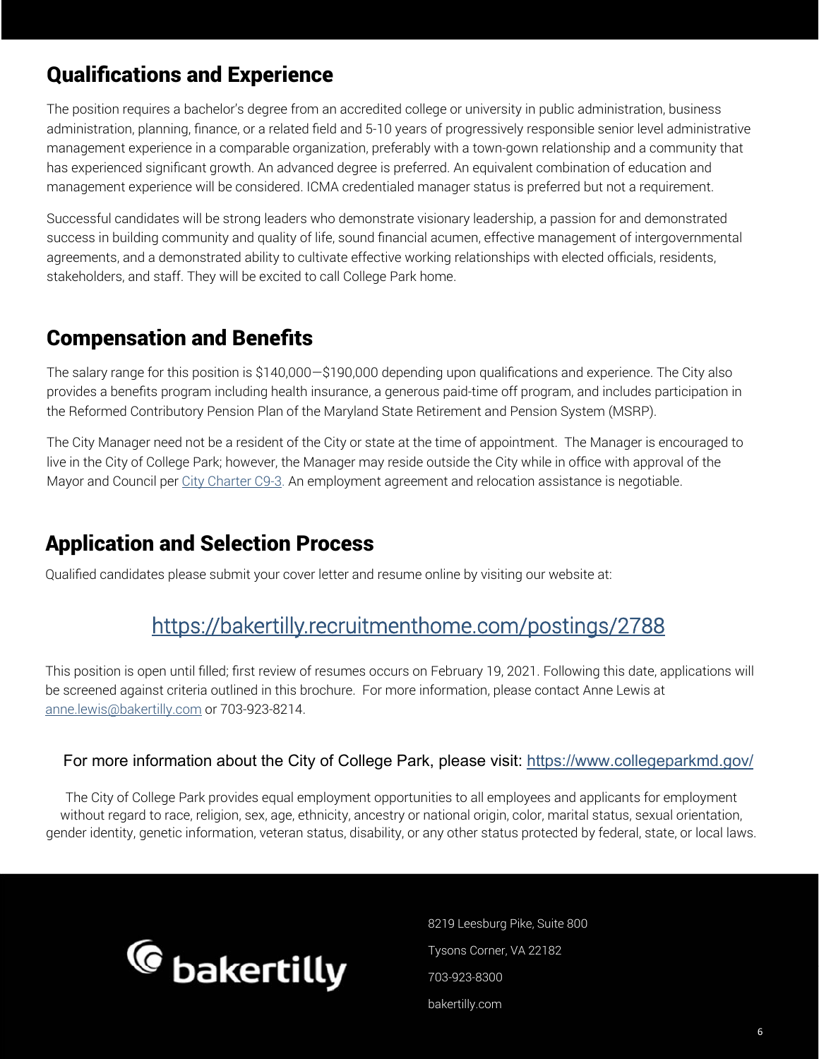## Qualifications and Experience

The position requires a bachelor's degree from an accredited college or university in public administration, business administration, planning, finance, or a related field and 5-10 years of progressively responsible senior level administrative management experience in a comparable organization, preferably with a town-gown relationship and a community that has experienced significant growth. An advanced degree is preferred. An equivalent combination of education and management experience will be considered. ICMA credentialed manager status is preferred but not a requirement.

Successful candidates will be strong leaders who demonstrate visionary leadership, a passion for and demonstrated success in building community and quality of life, sound financial acumen, effective management of intergovernmental agreements, and a demonstrated ability to cultivate effective working relationships with elected officials, residents, stakeholders, and staff. They will be excited to call College Park home.

## Compensation and Benefits

The salary range for this position is $140,000—$190,000 depending upon qualifications and experience. The City also provides a benefits program including health insurance, a generous paid-time off program, and includes participation in the Reformed Contributory Pension Plan of the Maryland State Retirement and Pension System (MSRP).

The City Manager need not be a resident of the City or state at the time of appointment. The Manager is encouraged to live in the City of College Park; however, the Manager may reside outside the City while in office with approval of the Mayor and Council per City Charter C9-3. An employment agreement and relocation assistance is negotiable.

## Application and Selection Process

Qualified candidates please submit your cover letter and resume online by visiting our website at:

https://bakertilly.recruitmenthome.com/postings/2788

This position is open until filled; first review of resumes occurs on February 19, 2021. Following this date, applications will be screened against criteria outlined in this brochure. For more information, please contact Anne Lewis at anne.lewis@bakertilly.com or 703-923-8214.

For more information about the City of College Park, please visit: https://www.collegeparkmd.gov/

The City of College Park provides equal employment opportunities to all employees and applicants for employment without regard to race, religion, sex, age, ethnicity, ancestry or national origin, color, marital status, sexual orientation, gender identity, genetic information, veteran status, disability, or any other status protected by federal, state, or local laws.

bakertilly

8219 Leesburg Pike, Suite 800

Tysons Corner, VA 22182

703-923-8300

bakertilly.com